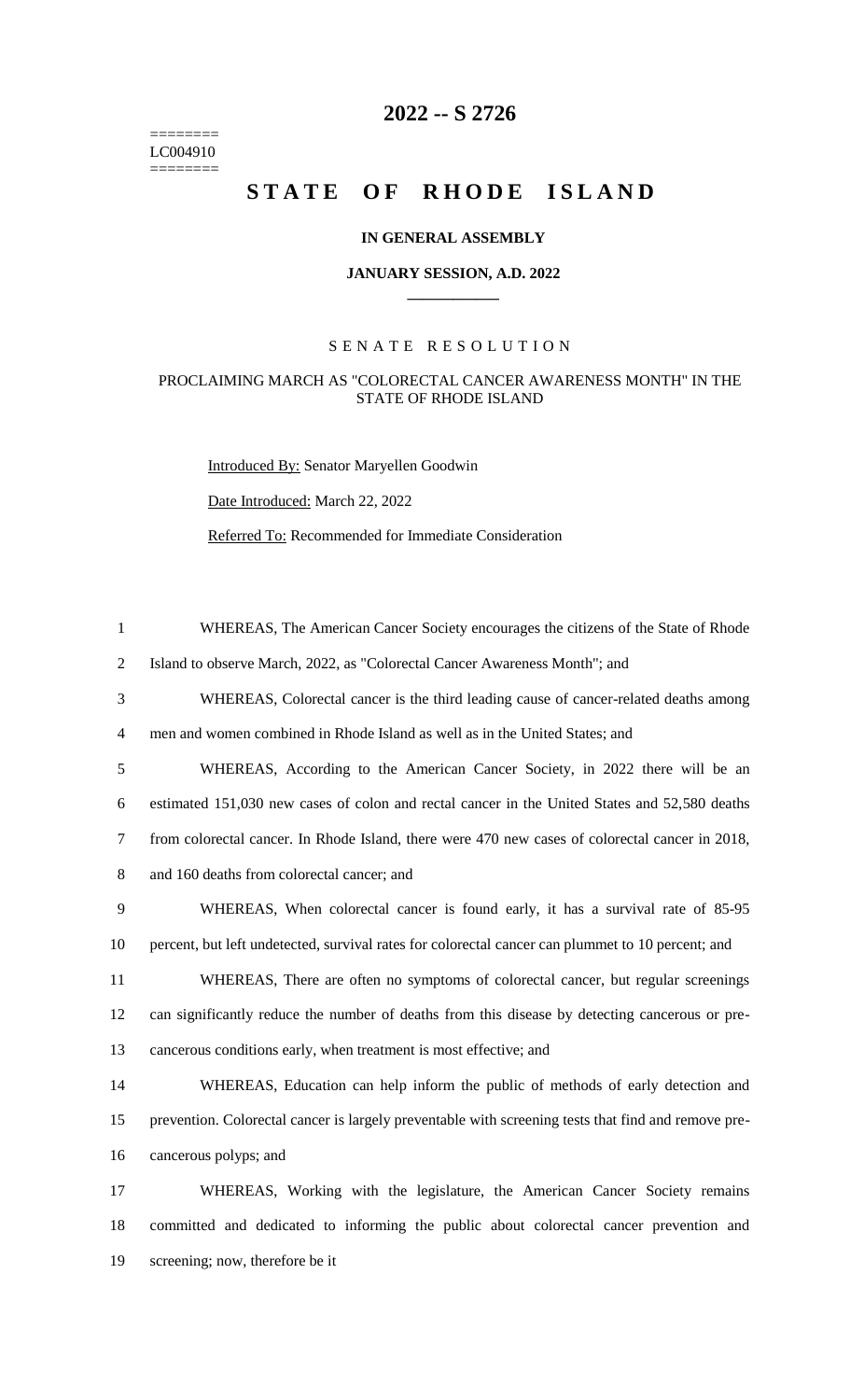========
LC004910
========

# 2022 -- S 2726

# STATE OF RHODE ISLAND

**IN GENERAL ASSEMBLY**

**JANUARY SESSION, A.D. 2022**

SENATE RESOLUTION

PROCLAIMING MARCH AS "COLORECTAL CANCER AWARENESS MONTH" IN THE STATE OF RHODE ISLAND

Introduced By: Senator Maryellen Goodwin

Date Introduced: March 22, 2022

Referred To: Recommended for Immediate Consideration

WHEREAS, The American Cancer Society encourages the citizens of the State of Rhode Island to observe March, 2022, as "Colorectal Cancer Awareness Month"; and

WHEREAS, Colorectal cancer is the third leading cause of cancer-related deaths among men and women combined in Rhode Island as well as in the United States; and

WHEREAS, According to the American Cancer Society, in 2022 there will be an estimated 151,030 new cases of colon and rectal cancer in the United States and 52,580 deaths from colorectal cancer. In Rhode Island, there were 470 new cases of colorectal cancer in 2018, and 160 deaths from colorectal cancer; and

WHEREAS, When colorectal cancer is found early, it has a survival rate of 85-95 percent, but left undetected, survival rates for colorectal cancer can plummet to 10 percent; and

WHEREAS, There are often no symptoms of colorectal cancer, but regular screenings can significantly reduce the number of deaths from this disease by detecting cancerous or pre-cancerous conditions early, when treatment is most effective; and

WHEREAS, Education can help inform the public of methods of early detection and prevention. Colorectal cancer is largely preventable with screening tests that find and remove pre-cancerous polyps; and

WHEREAS, Working with the legislature, the American Cancer Society remains committed and dedicated to informing the public about colorectal cancer prevention and screening; now, therefore be it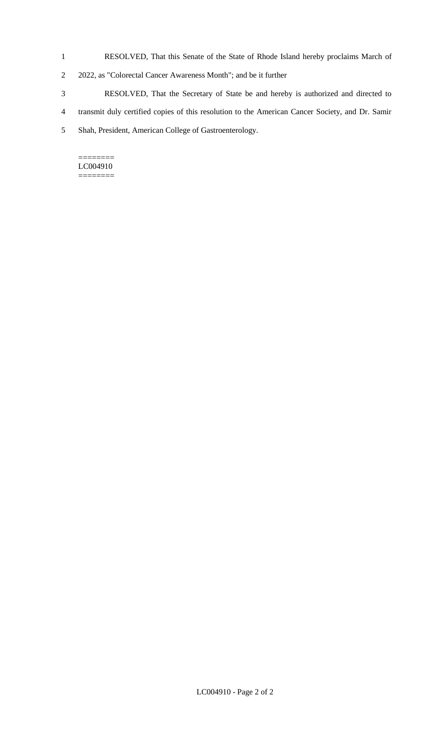RESOLVED, That this Senate of the State of Rhode Island hereby proclaims March of 2022, as "Colorectal Cancer Awareness Month"; and be it further

RESOLVED, That the Secretary of State be and hereby is authorized and directed to transmit duly certified copies of this resolution to the American Cancer Society, and Dr. Samir Shah, President, American College of Gastroenterology.

========
LC004910
========